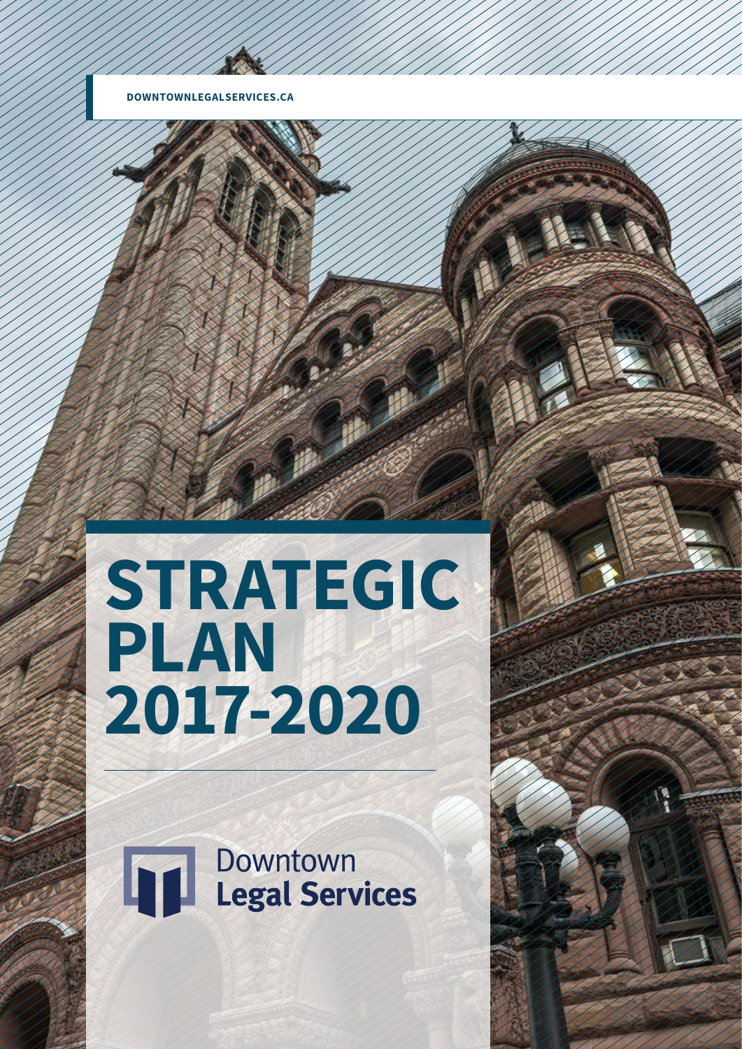DOWNTOWNLEGALSERVICES.CA

# STRATEGIC PLAN 2017-2020

Downtown
**Legal Services**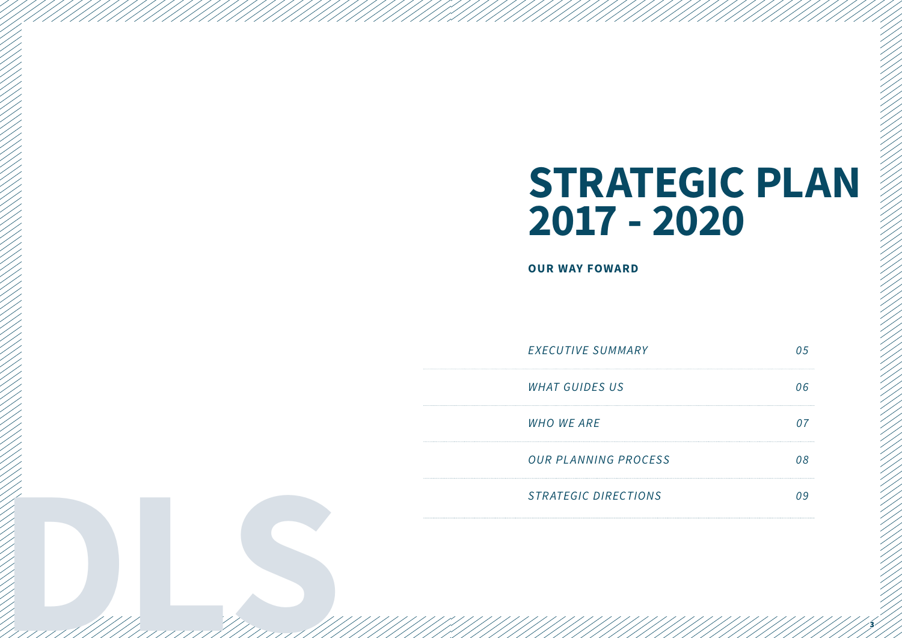# STRATEGIC PLAN 2017 - 2020

**OUR WAY FOWARD**

| | |
|---|---|
| *EXECUTIVE SUMMARY* | *05* |
| *WHAT GUIDES US* | *06* |
| *WHO WE ARE* | *07* |
| *OUR PLANNING PROCESS* | *08* |
| *STRATEGIC DIRECTIONS* | *09* |

DLS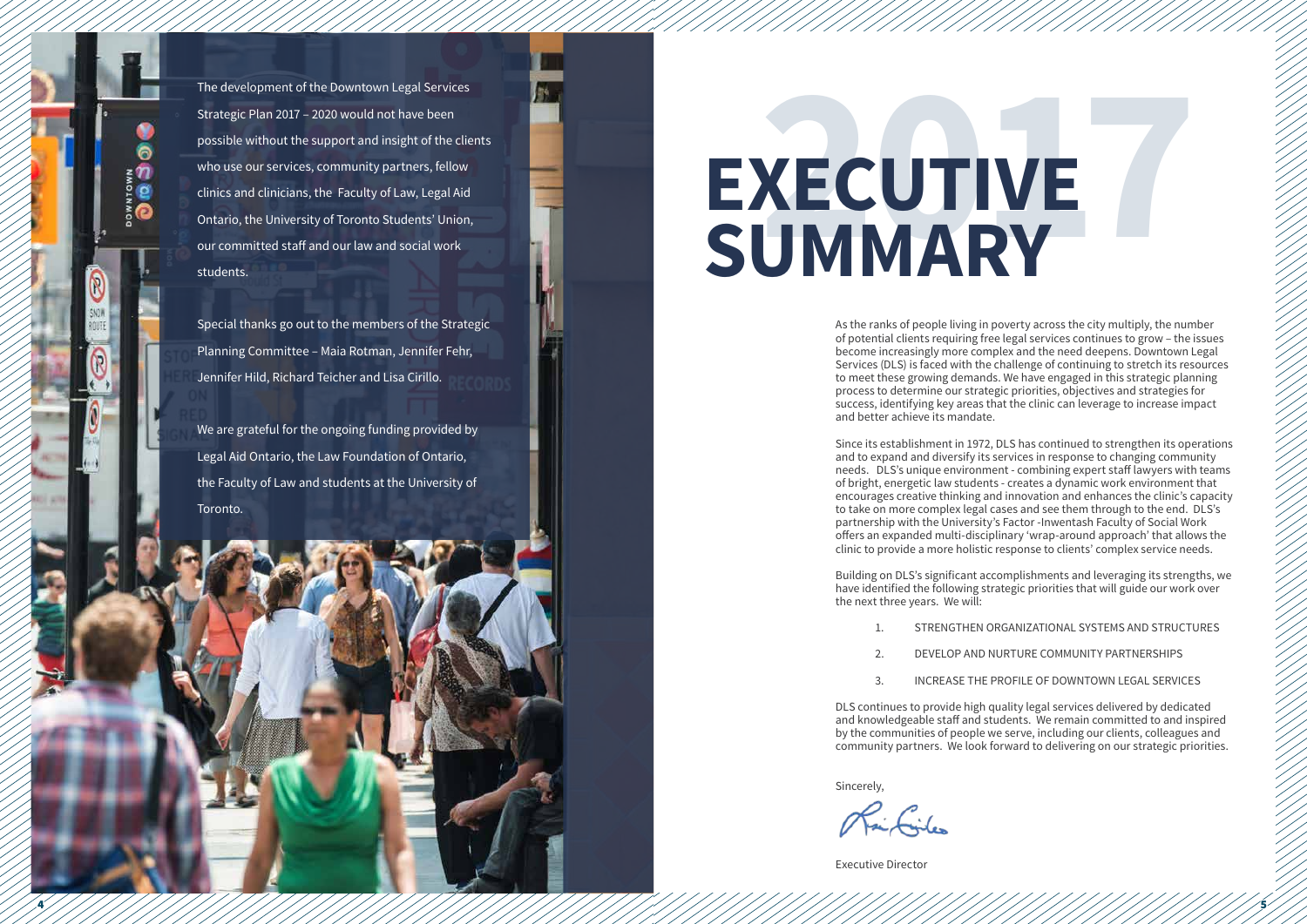The development of the Downtown Legal Services Strategic Plan 2017 – 2020 would not have been possible without the support and insight of the clients who use our services, community partners, fellow clinics and clinicians, the Faculty of Law, Legal Aid Ontario, the University of Toronto Students' Union, our committed staff and our law and social work students.

Special thanks go out to the members of the Strategic Planning Committee – Maia Rotman, Jennifer Fehr, Jennifer Hild, Richard Teicher and Lisa Cirillo.

We are grateful for the ongoing funding provided by Legal Aid Ontario, the Law Foundation of Ontario, the Faculty of Law and students at the University of Toronto.

# 2017 EXECUTIVE SUMMARY

As the ranks of people living in poverty across the city multiply, the number of potential clients requiring free legal services continues to grow – the issues become increasingly more complex and the need deepens. Downtown Legal Services (DLS) is faced with the challenge of continuing to stretch its resources to meet these growing demands. We have engaged in this strategic planning process to determine our strategic priorities, objectives and strategies for success, identifying key areas that the clinic can leverage to increase impact and better achieve its mandate.

Since its establishment in 1972, DLS has continued to strengthen its operations and to expand and diversify its services in response to changing community needs. DLS's unique environment - combining expert staff lawyers with teams of bright, energetic law students - creates a dynamic work environment that encourages creative thinking and innovation and enhances the clinic's capacity to take on more complex legal cases and see them through to the end. DLS's partnership with the University's Factor -Inwentash Faculty of Social Work offers an expanded multi-disciplinary 'wrap-around approach' that allows the clinic to provide a more holistic response to clients' complex service needs.

Building on DLS's significant accomplishments and leveraging its strengths, we have identified the following strategic priorities that will guide our work over the next three years. We will:

1. STRENGTHEN ORGANIZATIONAL SYSTEMS AND STRUCTURES
2. DEVELOP AND NURTURE COMMUNITY PARTNERSHIPS
3. INCREASE THE PROFILE OF DOWNTOWN LEGAL SERVICES

DLS continues to provide high quality legal services delivered by dedicated and knowledgeable staff and students. We remain committed to and inspired by the communities of people we serve, including our clients, colleagues and community partners. We look forward to delivering on our strategic priorities.

Sincerely,

Executive Director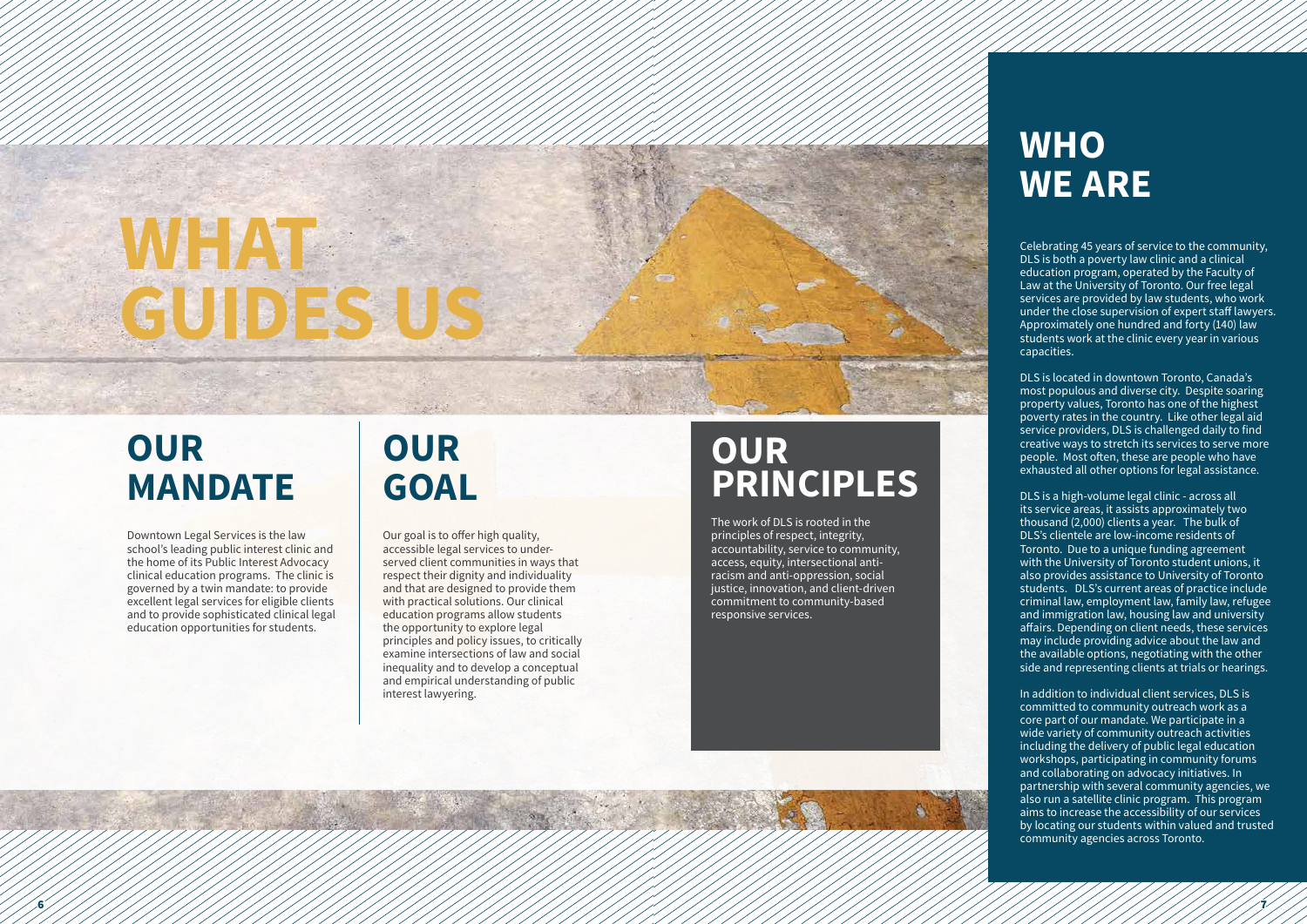# WHAT GUIDES US

## OUR MANDATE

Downtown Legal Services is the law school's leading public interest clinic and the home of its Public Interest Advocacy clinical education programs. The clinic is governed by a twin mandate: to provide excellent legal services for eligible clients and to provide sophisticated clinical legal education opportunities for students.

## OUR GOAL

Our goal is to offer high quality, accessible legal services to under-served client communities in ways that respect their dignity and individuality and that are designed to provide them with practical solutions. Our clinical education programs allow students the opportunity to explore legal principles and policy issues, to critically examine intersections of law and social inequality and to develop a conceptual and empirical understanding of public interest lawyering.

## OUR PRINCIPLES

The work of DLS is rooted in the principles of respect, integrity, accountability, service to community, access, equity, intersectional anti-racism and anti-oppression, social justice, innovation, and client-driven commitment to community-based responsive services.

# WHO WE ARE

Celebrating 45 years of service to the community, DLS is both a poverty law clinic and a clinical education program, operated by the Faculty of Law at the University of Toronto. Our free legal services are provided by law students, who work under the close supervision of expert staff lawyers. Approximately one hundred and forty (140) law students work at the clinic every year in various capacities.

DLS is located in downtown Toronto, Canada's most populous and diverse city. Despite soaring property values, Toronto has one of the highest poverty rates in the country. Like other legal aid service providers, DLS is challenged daily to find creative ways to stretch its services to serve more people. Most often, these are people who have exhausted all other options for legal assistance.

DLS is a high-volume legal clinic - across all its service areas, it assists approximately two thousand (2,000) clients a year. The bulk of DLS's clientele are low-income residents of Toronto. Due to a unique funding agreement with the University of Toronto student unions, it also provides assistance to University of Toronto students. DLS's current areas of practice include criminal law, employment law, family law, refugee and immigration law, housing law and university affairs. Depending on client needs, these services may include providing advice about the law and the available options, negotiating with the other side and representing clients at trials or hearings.

In addition to individual client services, DLS is committed to community outreach work as a core part of our mandate. We participate in a wide variety of community outreach activities including the delivery of public legal education workshops, participating in community forums and collaborating on advocacy initiatives. In partnership with several community agencies, we also run a satellite clinic program. This program aims to increase the accessibility of our services by locating our students within valued and trusted community agencies across Toronto.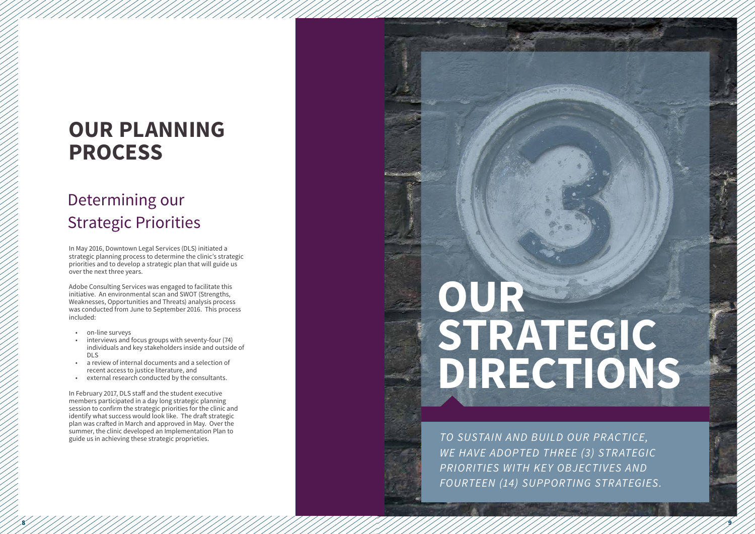# OUR PLANNING PROCESS

## Determining our Strategic Priorities

In May 2016, Downtown Legal Services (DLS) initiated a strategic planning process to determine the clinic's strategic priorities and to develop a strategic plan that will guide us over the next three years.

Adobe Consulting Services was engaged to facilitate this initiative. An environmental scan and SWOT (Strengths, Weaknesses, Opportunities and Threats) analysis process was conducted from June to September 2016. This process included:

- on-line surveys
- interviews and focus groups with seventy-four (74) individuals and key stakeholders inside and outside of DLS
- a review of internal documents and a selection of recent access to justice literature, and
- external research conducted by the consultants.

In February 2017, DLS staff and the student executive members participated in a day long strategic planning session to confirm the strategic priorities for the clinic and identify what success would look like. The draft strategic plan was crafted in March and approved in May. Over the summer, the clinic developed an Implementation Plan to guide us in achieving these strategic proprieties.

# OUR STRATEGIC DIRECTIONS

*TO SUSTAIN AND BUILD OUR PRACTICE, WE HAVE ADOPTED THREE (3) STRATEGIC PRIORITIES WITH KEY OBJECTIVES AND FOURTEEN (14) SUPPORTING STRATEGIES.*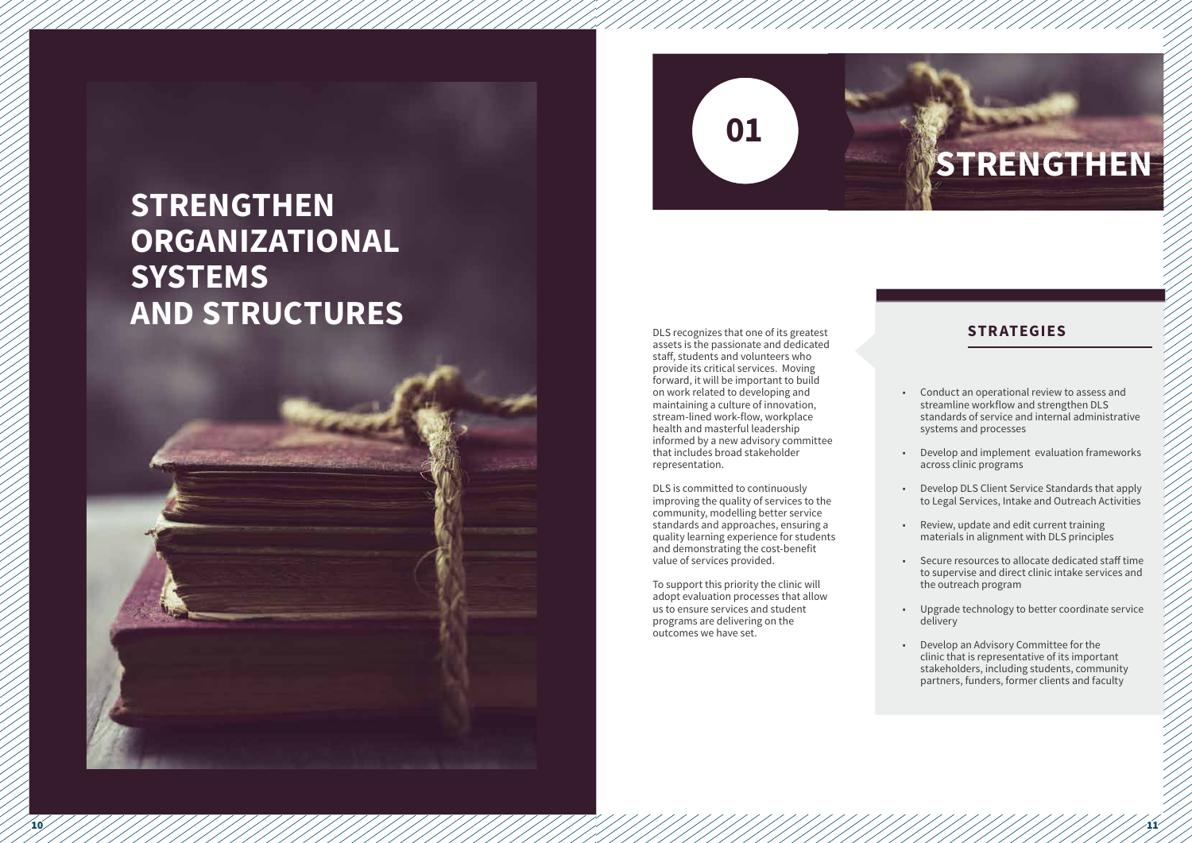# STRENGTHEN ORGANIZATIONAL SYSTEMS AND STRUCTURES

## 01 STRENGTHEN

DLS recognizes that one of its greatest assets is the passionate and dedicated staff, students and volunteers who provide its critical services. Moving forward, it will be important to build on work related to developing and maintaining a culture of innovation, stream-lined work-flow, workplace health and masterful leadership informed by a new advisory committee that includes broad stakeholder representation.

DLS is committed to continuously improving the quality of services to the community, modelling better service standards and approaches, ensuring a quality learning experience for students and demonstrating the cost-benefit value of services provided.

To support this priority the clinic will adopt evaluation processes that allow us to ensure services and student programs are delivering on the outcomes we have set.

### STRATEGIES

- Conduct an operational review to assess and streamline workflow and strengthen DLS standards of service and internal administrative systems and processes
- Develop and implement evaluation frameworks across clinic programs
- Develop DLS Client Service Standards that apply to Legal Services, Intake and Outreach Activities
- Review, update and edit current training materials in alignment with DLS principles
- Secure resources to allocate dedicated staff time to supervise and direct clinic intake services and the outreach program
- Upgrade technology to better coordinate service delivery
- Develop an Advisory Committee for the clinic that is representative of its important stakeholders, including students, community partners, funders, former clients and faculty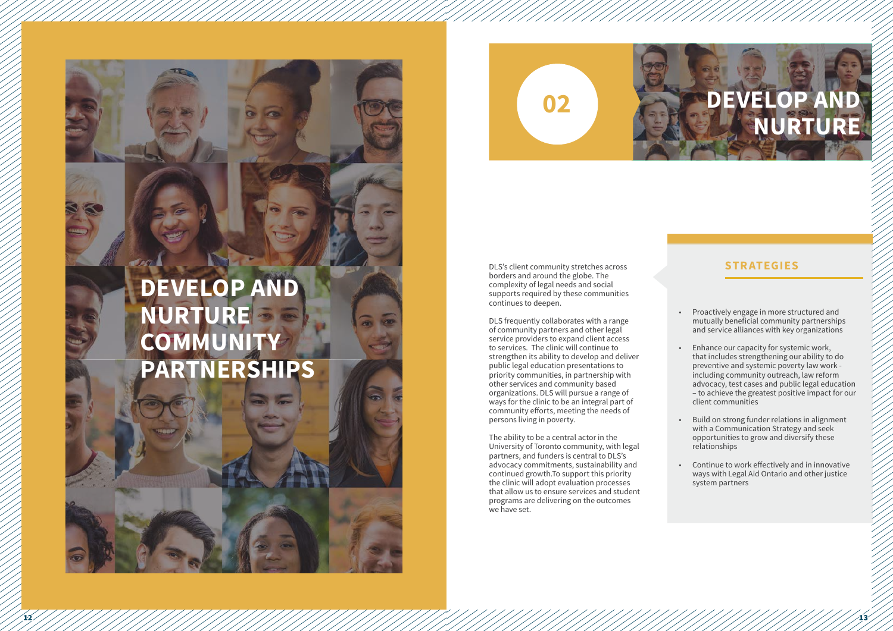# DEVELOP AND NURTURE COMMUNITY PARTNERSHIPS

## 02 DEVELOP AND NURTURE

DLS's client community stretches across borders and around the globe. The complexity of legal needs and social supports required by these communities continues to deepen.

DLS frequently collaborates with a range of community partners and other legal service providers to expand client access to services. The clinic will continue to strengthen its ability to develop and deliver public legal education presentations to priority communities, in partnership with other services and community based organizations. DLS will pursue a range of ways for the clinic to be an integral part of community efforts, meeting the needs of persons living in poverty.

The ability to be a central actor in the University of Toronto community, with legal partners, and funders is central to DLS's advocacy commitments, sustainability and continued growth.To support this priority the clinic will adopt evaluation processes that allow us to ensure services and student programs are delivering on the outcomes we have set.

### STRATEGIES

- Proactively engage in more structured and mutually beneficial community partnerships and service alliances with key organizations
- Enhance our capacity for systemic work, that includes strengthening our ability to do preventive and systemic poverty law work - including community outreach, law reform advocacy, test cases and public legal education – to achieve the greatest positive impact for our client communities
- Build on strong funder relations in alignment with a Communication Strategy and seek opportunities to grow and diversify these relationships
- Continue to work effectively and in innovative ways with Legal Aid Ontario and other justice system partners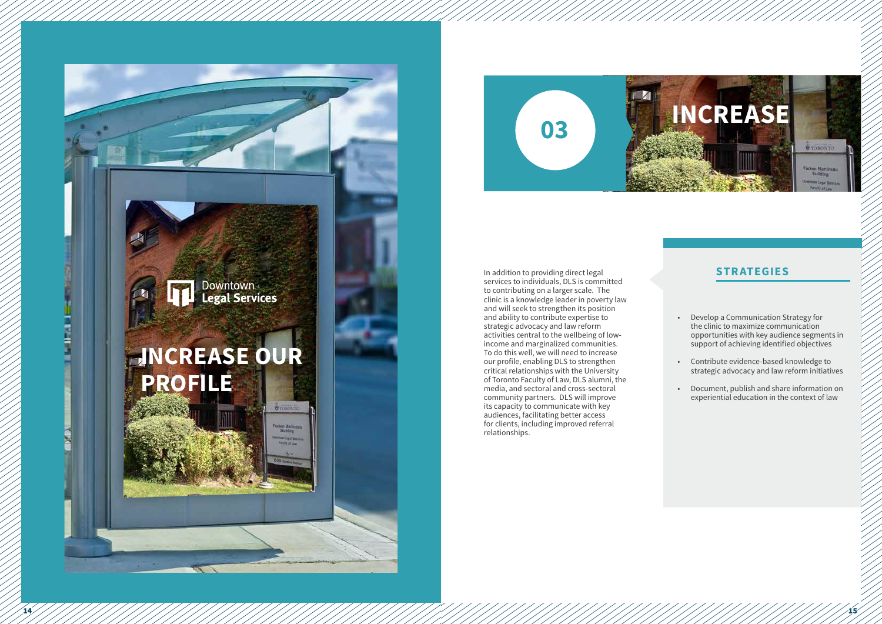# INCREASE OUR PROFILE

## 03 INCREASE

In addition to providing direct legal services to individuals, DLS is committed to contributing on a larger scale. The clinic is a knowledge leader in poverty law and will seek to strengthen its position and ability to contribute expertise to strategic advocacy and law reform activities central to the wellbeing of low-income and marginalized communities. To do this well, we will need to increase our profile, enabling DLS to strengthen critical relationships with the University of Toronto Faculty of Law, DLS alumni, the media, and sectoral and cross-sectoral community partners. DLS will improve its capacity to communicate with key audiences, facilitating better access for clients, including improved referral relationships.

### STRATEGIES

- Develop a Communication Strategy for the clinic to maximize communication opportunities with key audience segments in support of achieving identified objectives
- Contribute evidence-based knowledge to strategic advocacy and law reform initiatives
- Document, publish and share information on experiential education in the context of law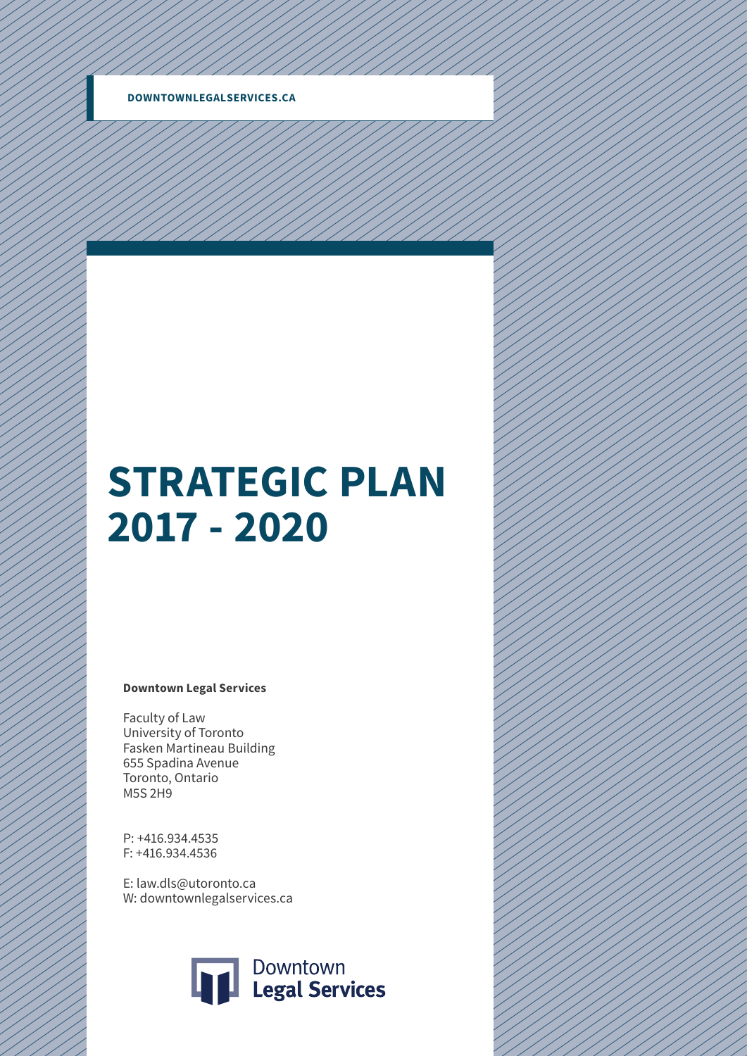DOWNTOWNLEGALSERVICES.CA

# STRATEGIC PLAN 2017 - 2020

**Downtown Legal Services**

Faculty of Law
University of Toronto
Fasken Martineau Building
655 Spadina Avenue
Toronto, Ontario
M5S 2H9

P: +416.934.4535
F: +416.934.4536

E: law.dls@utoronto.ca
W: downtownlegalservices.ca

Downtown
**Legal Services**